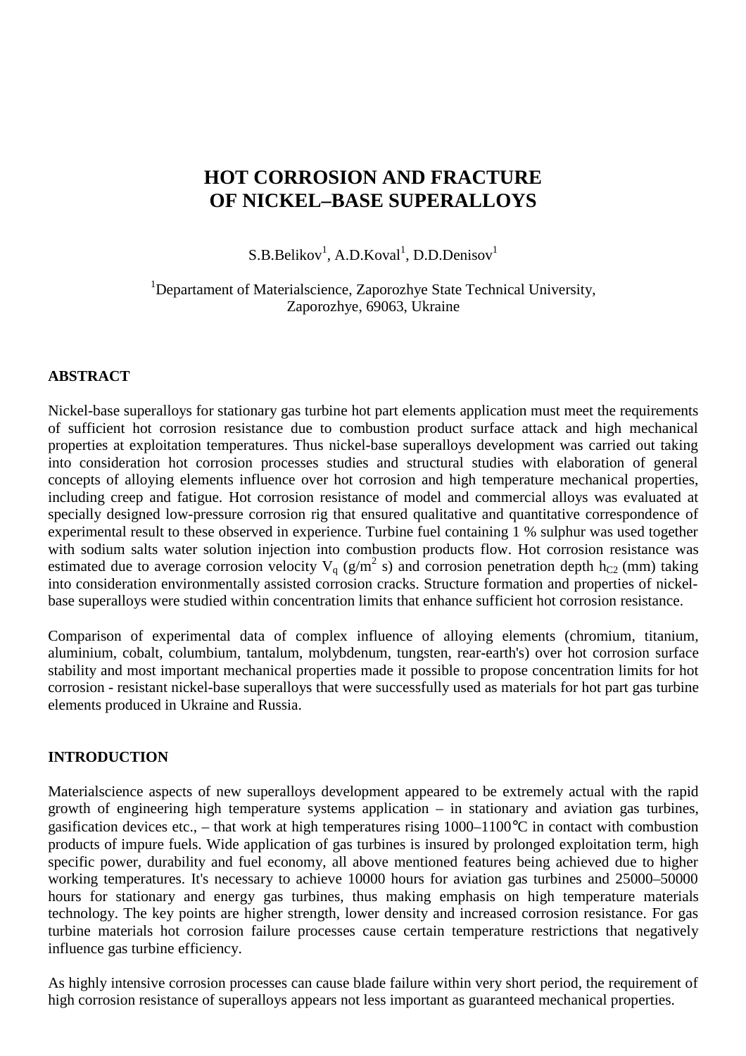# HOT CORROSION AND FRACTURE OF NICKEL–BASE SUPERALLOYS

S.B.Belikov[1], A.D.Koval[1], D.D.Denisov[1]

[1]Departament of Materialscience, Zaporozhye State Technical University, Zaporozhye, 69063, Ukraine

## ABSTRACT

Nickel-base superalloys for stationary gas turbine hot part elements application must meet the requirements of sufficient hot corrosion resistance due to combustion product surface attack and high mechanical properties at exploitation temperatures. Thus nickel-base superalloys development was carried out taking into consideration hot corrosion processes studies and structural studies with elaboration of general concepts of alloying elements influence over hot corrosion and high temperature mechanical properties, including creep and fatigue. Hot corrosion resistance of model and commercial alloys was evaluated at specially designed low-pressure corrosion rig that ensured qualitative and quantitative correspondence of experimental result to these observed in experience. Turbine fuel containing 1 % sulphur was used together with sodium salts water solution injection into combustion products flow. Hot corrosion resistance was estimated due to average corrosion velocity $V_q$ (g/m$^2$ s) and corrosion penetration depth $h_{C2}$ (mm) taking into consideration environmentally assisted corrosion cracks. Structure formation and properties of nickel-base superalloys were studied within concentration limits that enhance sufficient hot corrosion resistance.

Comparison of experimental data of complex influence of alloying elements (chromium, titanium, aluminium, cobalt, columbium, tantalum, molybdenum, tungsten, rear-earth's) over hot corrosion surface stability and most important mechanical properties made it possible to propose concentration limits for hot corrosion - resistant nickel-base superalloys that were successfully used as materials for hot part gas turbine elements produced in Ukraine and Russia.

## INTRODUCTION

Materialscience aspects of new superalloys development appeared to be extremely actual with the rapid growth of engineering high temperature systems application – in stationary and aviation gas turbines, gasification devices etc., – that work at high temperatures rising 1000–1100°C in contact with combustion products of impure fuels. Wide application of gas turbines is insured by prolonged exploitation term, high specific power, durability and fuel economy, all above mentioned features being achieved due to higher working temperatures. It's necessary to achieve 10000 hours for aviation gas turbines and 25000–50000 hours for stationary and energy gas turbines, thus making emphasis on high temperature materials technology. The key points are higher strength, lower density and increased corrosion resistance. For gas turbine materials hot corrosion failure processes cause certain temperature restrictions that negatively influence gas turbine efficiency.

As highly intensive corrosion processes can cause blade failure within very short period, the requirement of high corrosion resistance of superalloys appears not less important as guaranteed mechanical properties.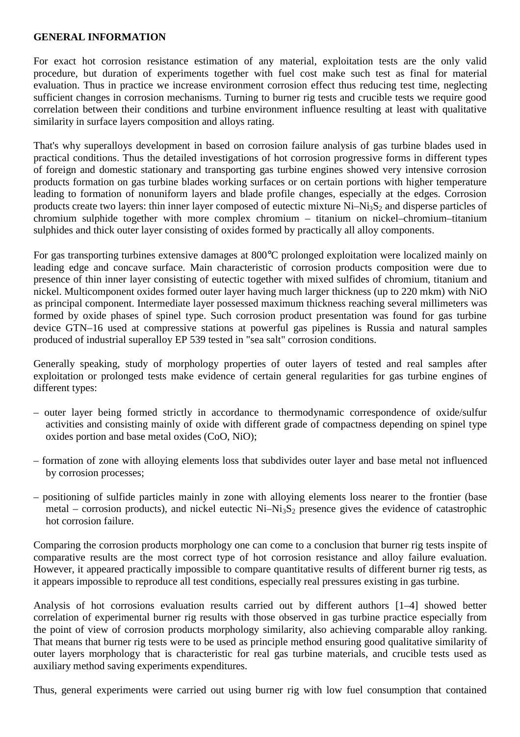**GENERAL INFORMATION**

For exact hot corrosion resistance estimation of any material, exploitation tests are the only valid procedure, but duration of experiments together with fuel cost make such test as final for material evaluation. Thus in practice we increase environment corrosion effect thus reducing test time, neglecting sufficient changes in corrosion mechanisms. Turning to burner rig tests and crucible tests we require good correlation between their conditions and turbine environment influence resulting at least with qualitative similarity in surface layers composition and alloys rating.

That's why superalloys development in based on corrosion failure analysis of gas turbine blades used in practical conditions. Thus the detailed investigations of hot corrosion progressive forms in different types of foreign and domestic stationary and transporting gas turbine engines showed very intensive corrosion products formation on gas turbine blades working surfaces or on certain portions with higher temperature leading to formation of nonuniform layers and blade profile changes, especially at the edges. Corrosion products create two layers: thin inner layer composed of eutectic mixture $Ni–Ni_3S_2$ and disperse particles of chromium sulphide together with more complex chromium – titanium on nickel–chromium–titanium sulphides and thick outer layer consisting of oxides formed by practically all alloy components.

For gas transporting turbines extensive damages at 800°C prolonged exploitation were localized mainly on leading edge and concave surface. Main characteristic of corrosion products composition were due to presence of thin inner layer consisting of eutectic together with mixed sulfides of chromium, titanium and nickel. Multicomponent oxides formed outer layer having much larger thickness (up to 220 mkm) with NiO as principal component. Intermediate layer possessed maximum thickness reaching several millimeters was formed by oxide phases of spinel type. Such corrosion product presentation was found for gas turbine device GTN–16 used at compressive stations at powerful gas pipelines is Russia and natural samples produced of industrial superalloy EP 539 tested in "sea salt" corrosion conditions.

Generally speaking, study of morphology properties of outer layers of tested and real samples after exploitation or prolonged tests make evidence of certain general regularities for gas turbine engines of different types:

– outer layer being formed strictly in accordance to thermodynamic correspondence of oxide/sulfur activities and consisting mainly of oxide with different grade of compactness depending on spinel type oxides portion and base metal oxides (CoO, NiO);

– formation of zone with alloying elements loss that subdivides outer layer and base metal not influenced by corrosion processes;

– positioning of sulfide particles mainly in zone with alloying elements loss nearer to the frontier (base metal – corrosion products), and nickel eutectic $Ni–Ni_3S_2$ presence gives the evidence of catastrophic hot corrosion failure.

Comparing the corrosion products morphology one can come to a conclusion that burner rig tests inspite of comparative results are the most correct type of hot corrosion resistance and alloy failure evaluation. However, it appeared practically impossible to compare quantitative results of different burner rig tests, as it appears impossible to reproduce all test conditions, especially real pressures existing in gas turbine.

Analysis of hot corrosions evaluation results carried out by different authors [1–4] showed better correlation of experimental burner rig results with those observed in gas turbine practice especially from the point of view of corrosion products morphology similarity, also achieving comparable alloy ranking. That means that burner rig tests were to be used as principle method ensuring good qualitative similarity of outer layers morphology that is characteristic for real gas turbine materials, and crucible tests used as auxiliary method saving experiments expenditures.

Thus, general experiments were carried out using burner rig with low fuel consumption that contained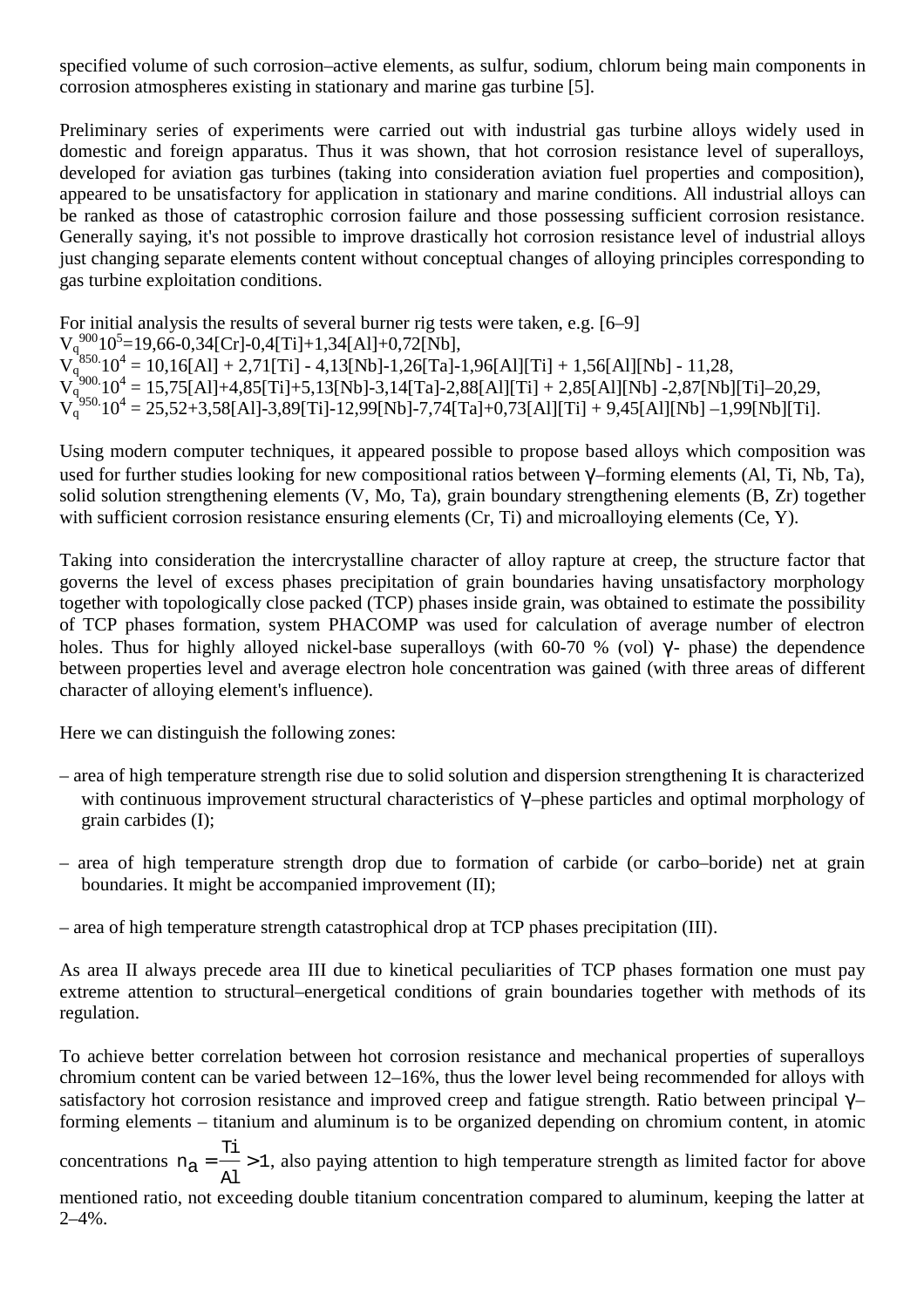specified volume of such corrosion–active elements, as sulfur, sodium, chlorum being main components in corrosion atmospheres existing in stationary and marine gas turbine [5].

Preliminary series of experiments were carried out with industrial gas turbine alloys widely used in domestic and foreign apparatus. Thus it was shown, that hot corrosion resistance level of superalloys, developed for aviation gas turbines (taking into consideration aviation fuel properties and composition), appeared to be unsatisfactory for application in stationary and marine conditions. All industrial alloys can be ranked as those of catastrophic corrosion failure and those possessing sufficient corrosion resistance. Generally saying, it's not possible to improve drastically hot corrosion resistance level of industrial alloys just changing separate elements content without conceptual changes of alloying principles corresponding to gas turbine exploitation conditions.

For initial analysis the results of several burner rig tests were taken, e.g. [6–9]

$V_q^{900} 10^5$=19,66-0,34[Cr]-0,4[Ti]+1,34[Al]+0,72[Nb],

$V_q^{850} \cdot 10^4$ = 10,16[Al] + 2,71[Ti] - 4,13[Nb]-1,26[Ta]-1,96[Al][Ti] + 1,56[Al][Nb] - 11,28,

$V_q^{900} \cdot 10^4$ = 15,75[Al]+4,85[Ti]+5,13[Nb]-3,14[Ta]-2,88[Al][Ti] + 2,85[Al][Nb] -2,87[Nb][Ti]–20,29,

$V_q^{950} \cdot 10^4$ = 25,52+3,58[Al]-3,89[Ti]-12,99[Nb]-7,74[Ta]+0,73[Al][Ti] + 9,45[Al][Nb] –1,99[Nb][Ti].

Using modern computer techniques, it appeared possible to propose based alloys which composition was used for further studies looking for new compositional ratios between $\gamma$–forming elements (Al, Ti, Nb, Ta), solid solution strengthening elements (V, Mo, Ta), grain boundary strengthening elements (B, Zr) together with sufficient corrosion resistance ensuring elements (Cr, Ti) and microalloying elements (Ce, Y).

Taking into consideration the intercrystalline character of alloy rapture at creep, the structure factor that governs the level of excess phases precipitation of grain boundaries having unsatisfactory morphology together with topologically close packed (TCP) phases inside grain, was obtained to estimate the possibility of TCP phases formation, system PHACOMP was used for calculation of average number of electron holes. Thus for highly alloyed nickel-base superalloys (with 60-70 % (vol) $\gamma$- phase) the dependence between properties level and average electron hole concentration was gained (with three areas of different character of alloying element's influence).

Here we can distinguish the following zones:

– area of high temperature strength rise due to solid solution and dispersion strengthening It is characterized with continuous improvement structural characteristics of $\gamma$–phese particles and optimal morphology of grain carbides (I);

– area of high temperature strength drop due to formation of carbide (or carbo–boride) net at grain boundaries. It might be accompanied improvement (II);

– area of high temperature strength catastrophical drop at TCP phases precipitation (III).

As area II always precede area III due to kinetical peculiarities of TCP phases formation one must pay extreme attention to structural–energetical conditions of grain boundaries together with methods of its regulation.

To achieve better correlation between hot corrosion resistance and mechanical properties of superalloys chromium content can be varied between 12–16%, thus the lower level being recommended for alloys with satisfactory hot corrosion resistance and improved creep and fatigue strength. Ratio between principal $\gamma$–forming elements – titanium and aluminum is to be organized depending on chromium content, in atomic concentrations $n_a = \frac{Ti}{Al} > 1$, also paying attention to high temperature strength as limited factor for above mentioned ratio, not exceeding double titanium concentration compared to aluminum, keeping the latter at 2–4%.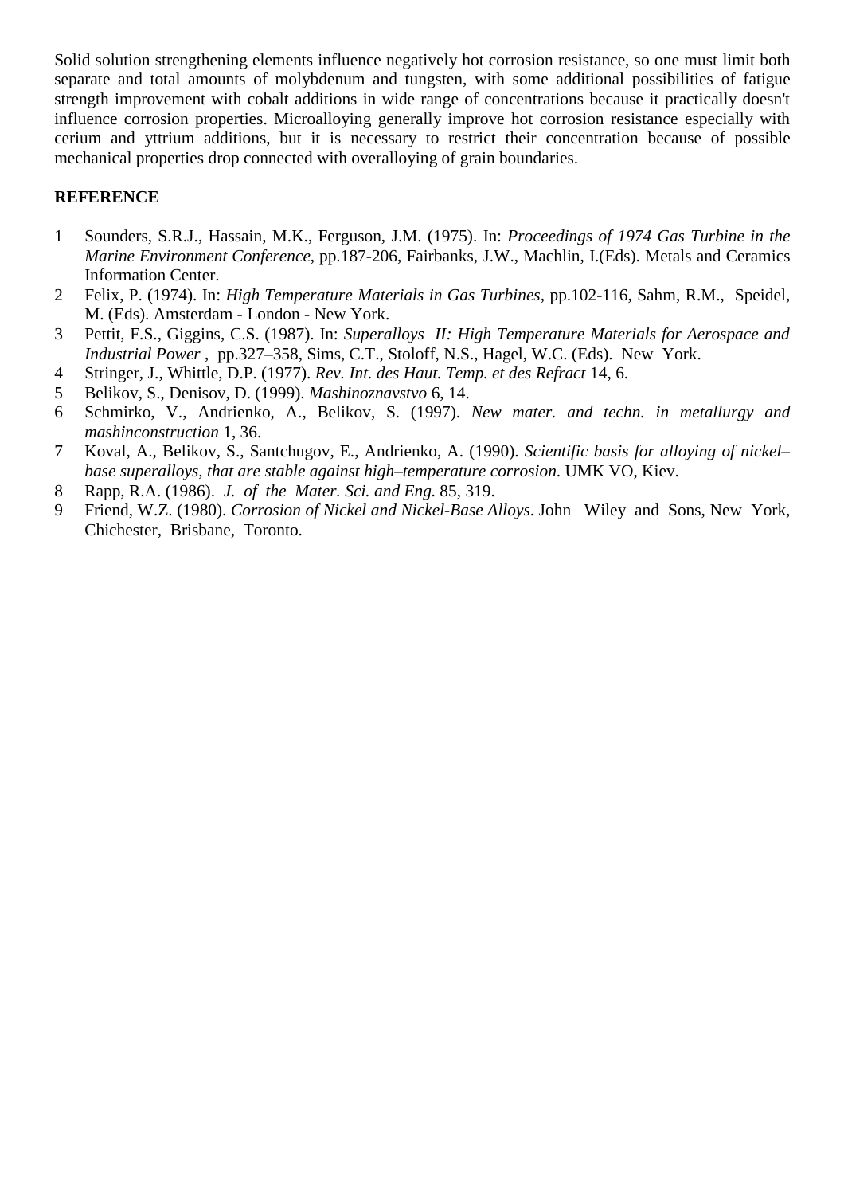Solid solution strengthening elements influence negatively hot corrosion resistance, so one must limit both separate and total amounts of molybdenum and tungsten, with some additional possibilities of fatigue strength improvement with cobalt additions in wide range of concentrations because it practically doesn't influence corrosion properties. Microalloying generally improve hot corrosion resistance especially with cerium and yttrium additions, but it is necessary to restrict their concentration because of possible mechanical properties drop connected with overalloying of grain boundaries.

**REFERENCE**

1. Sounders, S.R.J., Hassain, M.K., Ferguson, J.M. (1975). In: *Proceedings of 1974 Gas Turbine in the Marine Environment Conference*, pp.187-206, Fairbanks, J.W., Machlin, I.(Eds). Metals and Ceramics Information Center.
2. Felix, P. (1974). In: *High Temperature Materials in Gas Turbines*, pp.102-116, Sahm, R.M., Speidel, M. (Eds). Amsterdam - London - New York.
3. Pettit, F.S., Giggins, C.S. (1987). In: *Superalloys II: High Temperature Materials for Aerospace and Industrial Power* , pp.327–358, Sims, C.T., Stoloff, N.S., Hagel, W.C. (Eds). New York.
4. Stringer, J., Whittle, D.P. (1977). *Rev. Int. des Haut. Temp. et des Refract* 14, 6.
5. Belikov, S., Denisov, D. (1999). *Mashinoznavstvo* 6, 14.
6. Schmirko, V., Andrienko, A., Belikov, S. (1997). *New mater. and techn. in metallurgy and mashinconstruction* 1, 36.
7. Koval, A., Belikov, S., Santchugov, E., Andrienko, A. (1990). *Scientific basis for alloying of nickel–base superalloys, that are stable against high–temperature corrosion*. UMK VO, Kiev.
8. Rapp, R.A. (1986). *J. of the Mater. Sci. and Eng.* 85, 319.
9. Friend, W.Z. (1980). *Corrosion of Nickel and Nickel-Base Alloys*. John Wiley and Sons, New York, Chichester, Brisbane, Toronto.